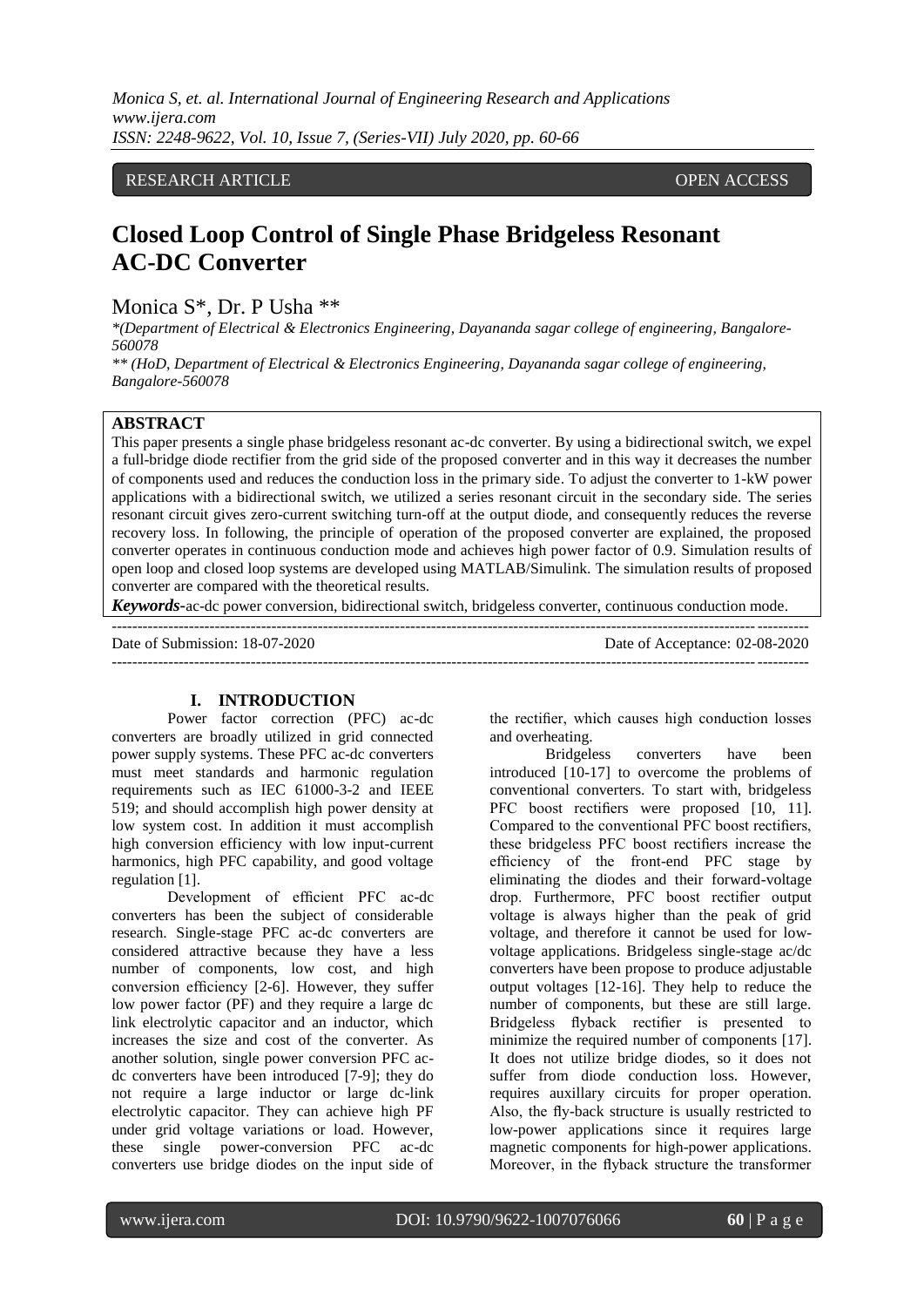RESEARCH ARTICLE OPEN ACCESS

# Closed Loop Control of Single Phase Bridgeless Resonant AC-DC Converter

Monica S*, Dr. P Usha **

*(Department of Electrical & Electronics Engineering, Dayananda sagar college of engineering, Bangalore-560078*

*** (HoD, Department of Electrical & Electronics Engineering, Dayananda sagar college of engineering, Bangalore-560078*

## ABSTRACT

This paper presents a single phase bridgeless resonant ac-dc converter. By using a bidirectional switch, we expel a full-bridge diode rectifier from the grid side of the proposed converter and in this way it decreases the number of components used and reduces the conduction loss in the primary side. To adjust the converter to 1-kW power applications with a bidirectional switch, we utilized a series resonant circuit in the secondary side. The series resonant circuit gives zero-current switching turn-off at the output diode, and consequently reduces the reverse recovery loss. In following, the principle of operation of the proposed converter are explained, the proposed converter operates in continuous conduction mode and achieves high power factor of 0.9. Simulation results of open loop and closed loop systems are developed using MATLAB/Simulink. The simulation results of proposed converter are compared with the theoretical results.

***Keywords*-**ac-dc power conversion, bidirectional switch, bridgeless converter, continuous conduction mode.

Date of Submission: 18-07-2020 Date of Acceptance: 02-08-2020

## I. INTRODUCTION

Power factor correction (PFC) ac-dc converters are broadly utilized in grid connected power supply systems. These PFC ac-dc converters must meet standards and harmonic regulation requirements such as IEC 61000-3-2 and IEEE 519; and should accomplish high power density at low system cost. In addition it must accomplish high conversion efficiency with low input-current harmonics, high PFC capability, and good voltage regulation [1].

Development of efficient PFC ac-dc converters has been the subject of considerable research. Single-stage PFC ac-dc converters are considered attractive because they have a less number of components, low cost, and high conversion efficiency [2-6]. However, they suffer low power factor (PF) and they require a large dc link electrolytic capacitor and an inductor, which increases the size and cost of the converter. As another solution, single power conversion PFC ac-dc converters have been introduced [7-9]; they do not require a large inductor or large dc-link electrolytic capacitor. They can achieve high PF under grid voltage variations or load. However, these single power-conversion PFC ac-dc converters use bridge diodes on the input side of the rectifier, which causes high conduction losses and overheating.

Bridgeless converters have been introduced [10-17] to overcome the problems of conventional converters. To start with, bridgeless PFC boost rectifiers were proposed [10, 11]. Compared to the conventional PFC boost rectifiers, these bridgeless PFC boost rectifiers increase the efficiency of the front-end PFC stage by eliminating the diodes and their forward-voltage drop. Furthermore, PFC boost rectifier output voltage is always higher than the peak of grid voltage, and therefore it cannot be used for low-voltage applications. Bridgeless single-stage ac/dc converters have been propose to produce adjustable output voltages [12-16]. They help to reduce the number of components, but these are still large. Bridgeless flyback rectifier is presented to minimize the required number of components [17]. It does not utilize bridge diodes, so it does not suffer from diode conduction loss. However, requires auxillary circuits for proper operation. Also, the fly-back structure is usually restricted to low-power applications since it requires large magnetic components for high-power applications. Moreover, in the flyback structure the transformer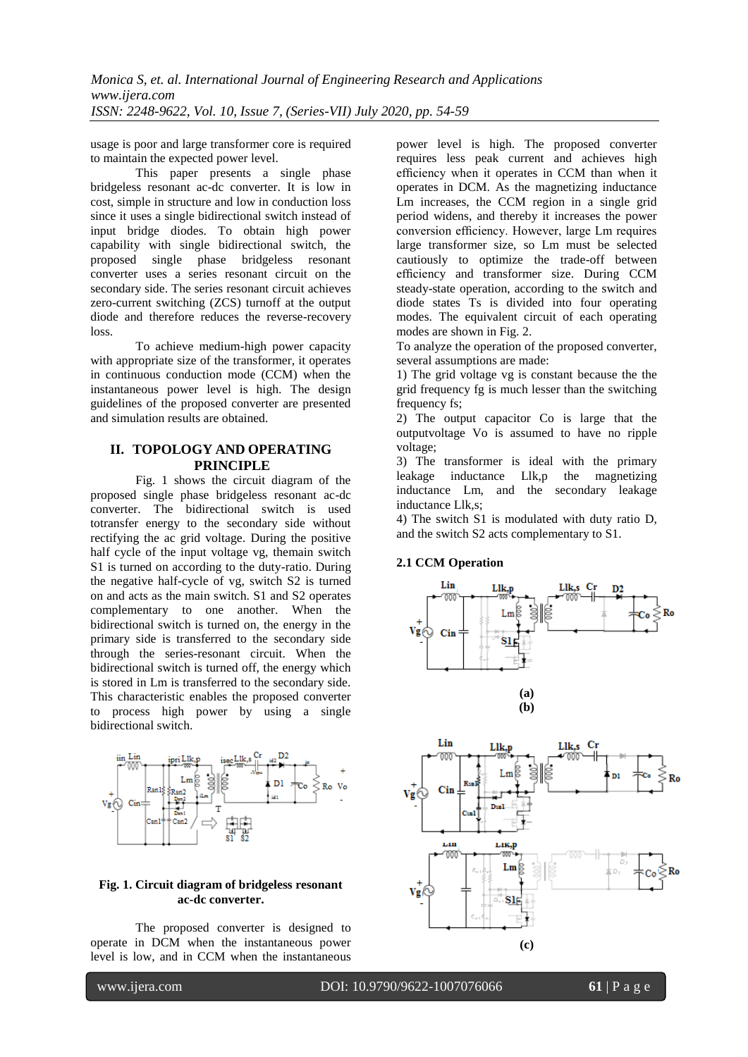usage is poor and large transformer core is required to maintain the expected power level.

This paper presents a single phase bridgeless resonant ac-dc converter. It is low in cost, simple in structure and low in conduction loss since it uses a single bidirectional switch instead of input bridge diodes. To obtain high power capability with single bidirectional switch, the proposed single phase bridgeless resonant converter uses a series resonant circuit on the secondary side. The series resonant circuit achieves zero-current switching (ZCS) turnoff at the output diode and therefore reduces the reverse-recovery loss.

To achieve medium-high power capacity with appropriate size of the transformer, it operates in continuous conduction mode (CCM) when the instantaneous power level is high. The design guidelines of the proposed converter are presented and simulation results are obtained.

## II. TOPOLOGY AND OPERATING PRINCIPLE

Fig. 1 shows the circuit diagram of the proposed single phase bridgeless resonant ac-dc converter. The bidirectional switch is used totransfer energy to the secondary side without rectifying the ac grid voltage. During the positive half cycle of the input voltage vg, themain switch S1 is turned on according to the duty-ratio. During the negative half-cycle of vg, switch S2 is turned on and acts as the main switch. S1 and S2 operates complementary to one another. When the bidirectional switch is turned on, the energy in the primary side is transferred to the secondary side through the series-resonant circuit. When the bidirectional switch is turned off, the energy which is stored in Lm is transferred to the secondary side. This characteristic enables the proposed converter to process high power by using a single bidirectional switch.

**Fig. 1. Circuit diagram of bridgeless resonant ac-dc converter.**

The proposed converter is designed to operate in DCM when the instantaneous power level is low, and in CCM when the instantaneous power level is high. The proposed converter requires less peak current and achieves high efficiency when it operates in CCM than when it operates in DCM. As the magnetizing inductance Lm increases, the CCM region in a single grid period widens, and thereby it increases the power conversion efficiency. However, large Lm requires large transformer size, so Lm must be selected cautiously to optimize the trade-off between efficiency and transformer size. During CCM steady-state operation, according to the switch and diode states Ts is divided into four operating modes. The equivalent of each operating modes are shown in Fig. 2.

To analyze the operation of the proposed converter, several assumptions are made:

1) The grid voltage vg is constant because the the grid frequency fg is much lesser than the switching frequency fs;

2) The output capacitor Co is large that the outputvoltage Vo is assumed to have no ripple voltage;

3) The transformer is ideal with the primary leakage inductance Llk,p the magnetizing inductance Lm, and the secondary leakage inductance Llk,s;

4) The switch S1 is modulated with duty ratio D, and the switch S2 acts complementary to S1.

### 2.1 CCM Operation

(a)

(b)

(c)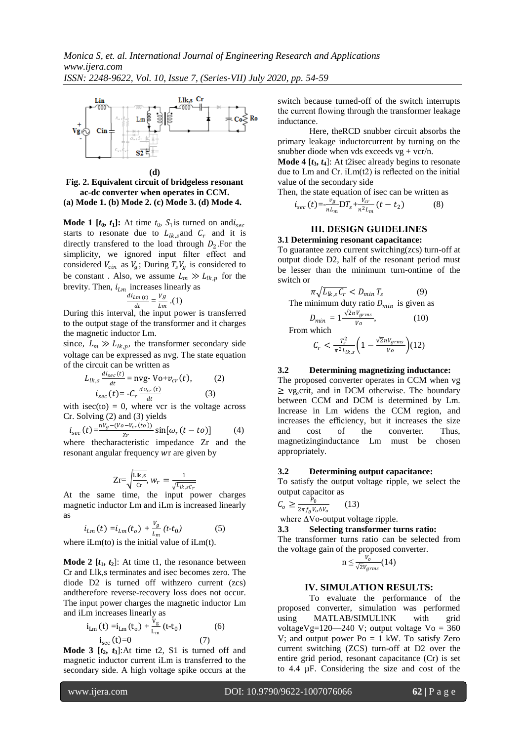**(d)**

**Fig. 2. Equivalent circuit of bridgeless resonant ac-dc converter when operates in CCM. (a) Mode 1. (b) Mode 2. (c) Mode 3. (d) Mode 4.**

**Mode 1 [$t_0$, $t_1$]:** At time $t_0$, $S_1$ is turned on and $i_{sec}$ starts to resonate due to $L_{lk,s}$ and $C_r$ and it is directly transfered to the load through $D_2$. For the simplicity, we ignored input filter effect and considered $V_{cin}$ as $V_g$; During $T_s V_g$ is considered to be constant . Also, we assume $L_m \gg L_{lk,p}$ for the brevity. Then, $i_{Lm}$ increases linearly as

$$\frac{di_{Lm}(t)}{dt} = \frac{Vg}{Lm} \quad (1)$$

During this interval, the input power is transferred to the output stage of the transformer and it charges the magnetic inductor Lm.

since, $L_m \gg L_{lk,p}$, the transformer secondary side voltage can be expressed as nvg. The state equation of the circuit can be written as

$$L_{lk,s}\frac{di_{sec}(t)}{dt} = \text{nvg- Vo}+v_{cr}(t), \qquad (2)$$

$$i_{sec}(t) = -C_r\frac{dv_{cr}(t)}{dt} \qquad (3)$$

with isec(to) = 0, where vcr is the voltage across Cr. Solving (2) and (3) yields

$$i_{sec}(t) = \frac{nV_g-(Vo-V_{cr}(to))}{Zr}\sin[\omega_r(t-to)] \qquad (4)$$

where the characteristic impedance Zr and the resonant angular frequency $wr$ are given by

$$\text{Zr}=\sqrt{\frac{\text{Llk,s}}{\text{Cr}}},\; w_r = \frac{1}{\sqrt{L_{lk,s}C_r}}$$

At the same time, the input power charges magnetic inductor Lm and iLm is increased linearly as

$$i_{Lm}(t) = i_{Lm}(t_o) + \frac{V_g}{L_m}(t\text{-}t_0) \qquad (5)$$

where iLm(to) is the initial value of iLm(t).

**Mode 2 [$t_1$, $t_2$]:** At time t1, the resonance between Cr and Llk,s terminates and isec becomes zero. The diode D2 is turned off with zero current (zcs) and therefore reverse-recovery loss does not occur. The input power charges the magnetic inductor Lm and iLm increases linearly as

$$i_{Lm}(t) = i_{Lm}(t_o) + \frac{V_g}{L_m}(t\text{-}t_0) \qquad (6)$$

$$i_{sec}(t)=0 \qquad (7)$$

**Mode 3 [$t_2$, $t_3$]:** At time t2, S1 is turned off and magnetic inductor current iLm is transferred to the secondary side. A high voltage spike occurs at the switch because turned-off of the switch interrupts the current flowing through the transformer leakage inductance.

Here, the RCD snubber circuit absorbs the primary leakage inductor current by turning on the snubber diode when vds exceeds vg + vcr/n.

**Mode 4 [$t_3$, $t_4$]:** At t2 isec already begins to resonate due to Lm and Cr. iLm(t2) is reflected on the initial value of the secondary side

Then, the state equation of isec can be written as

$$i_{sec}(t) = \frac{v_g}{nL_m}DT_s + \frac{V_{cr}}{n^2L_m}(t-t_2) \qquad (8)$$

## III. DESIGN GUIDELINES

### 3.1 Determining resonant capacitance:

To guarantee zero current switching (zcs) turn-off at output diode D2, half of the resonant period must be lesser than the minimum turn-on time of the switch or

$$\pi\sqrt{L_{lk,s}C_r} < D_{min}T_s \qquad (9)$$

The minimum duty ratio $D_{min}$ is given as

$$D_{min} = 1\text{-}\frac{\sqrt{2}nV_{grms}}{Vo}, \qquad (10)$$

From which

$$C_r < \frac{T_s^2}{\pi^2 L_{lk,s}}\left(1-\frac{\sqrt{2}nV_{grms}}{Vo}\right) (12)$$

### 3.2 Determining magnetizing inductance:

The proposed converter operates in CCM when vg ≥ vg,crit, and in DCM otherwise. The boundary between CCM and DCM is determined by Lm. Increase in Lm widens the CCM region, and increases the efficiency, but it increases the size and cost of the converter. Thus, magnetizing inductance Lm must be chosen appropriately.

### 3.2 Determining output capacitance:

To satisfy the output voltage ripple, we select the output capacitor as

$$C_o \geq \frac{P_0}{2\pi f_g V_o \Delta V_o} \qquad (13)$$

where ΔVo-output voltage ripple.

### 3.3 Selecting transformer turns ratio:

The transformer turns ratio can be selected from the voltage gain of the proposed converter.

$$n \leq \frac{V_o}{\sqrt{2}V_{grms}} (14)$$

## IV. SIMULATION RESULTS:

To evaluate the performance of the proposed converter, simulation was performed using MATLAB/SIMULINK with grid voltage Vg=120—240 V; output voltage Vo = 360 V; and output power Po = 1 kW. To satisfy Zero current switching (ZCS) turn-off at D2 over the entire grid period, resonant capacitance (Cr) is set to 4.4 μF. Considering the size and cost of the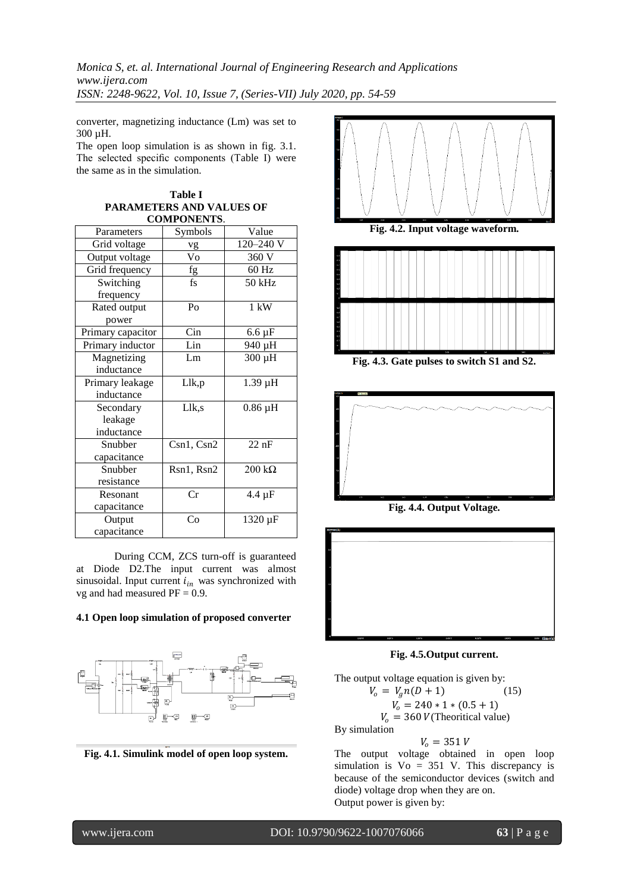converter, magnetizing inductance (Lm) was set to 300 μH.

The open loop simulation is as shown in fig. 3.1. The selected specific components (Table I) were the same as in the simulation.

**Table I**
**PARAMETERS AND VALUES OF COMPONENTS.**

| Parameters | Symbols | Value |
|---|---|---|
| Grid voltage | vg | 120–240 V |
| Output voltage | Vo | 360 V |
| Grid frequency | fg | 60 Hz |
| Switching frequency | fs | 50 kHz |
| Rated output power | Po | 1 kW |
| Primary capacitor | Cin | 6.6 μF |
| Primary inductor | Lin | 940 μH |
| Magnetizing inductance | Lm | 300 μH |
| Primary leakage inductance | Llk,p | 1.39 μH |
| Secondary leakage inductance | Llk,s | 0.86 μH |
| Snubber capacitance | Csn1, Csn2 | 22 nF |
| Snubber resistance | Rsn1, Rsn2 | 200 kΩ |
| Resonant capacitance | Cr | 4.4 μF |
| Output capacitance | Co | 1320 μF |

During CCM, ZCS turn-off is guaranteed at Diode D2.The input current was almost sinusoidal. Input current $i_{in}$ was synchronized with vg and had measured PF = 0.9.

### 4.1 Open loop simulation of proposed converter

**Fig. 4.1. Simulink model of open loop system.**

**Fig. 4.2. Input voltage waveform.**

**Fig. 4.3. Gate pulses to switch S1 and S2.**

**Fig. 4.4. Output Voltage.**

**Fig. 4.5.Output current.**

The output voltage equation is given by:

$$V_o = V_g n(D + 1) \qquad (15)$$

$$V_o = 240 * 1 * (0.5 + 1)$$

$$V_o = 360\,V \text{(Theoritical value)}$$

By simulation

$$V_o = 351\,V$$

The output voltage obtained in open loop simulation is Vo = 351 V. This discrepancy is because of the semiconductor devices (switch and diode) voltage drop when they are on.

Output power is given by: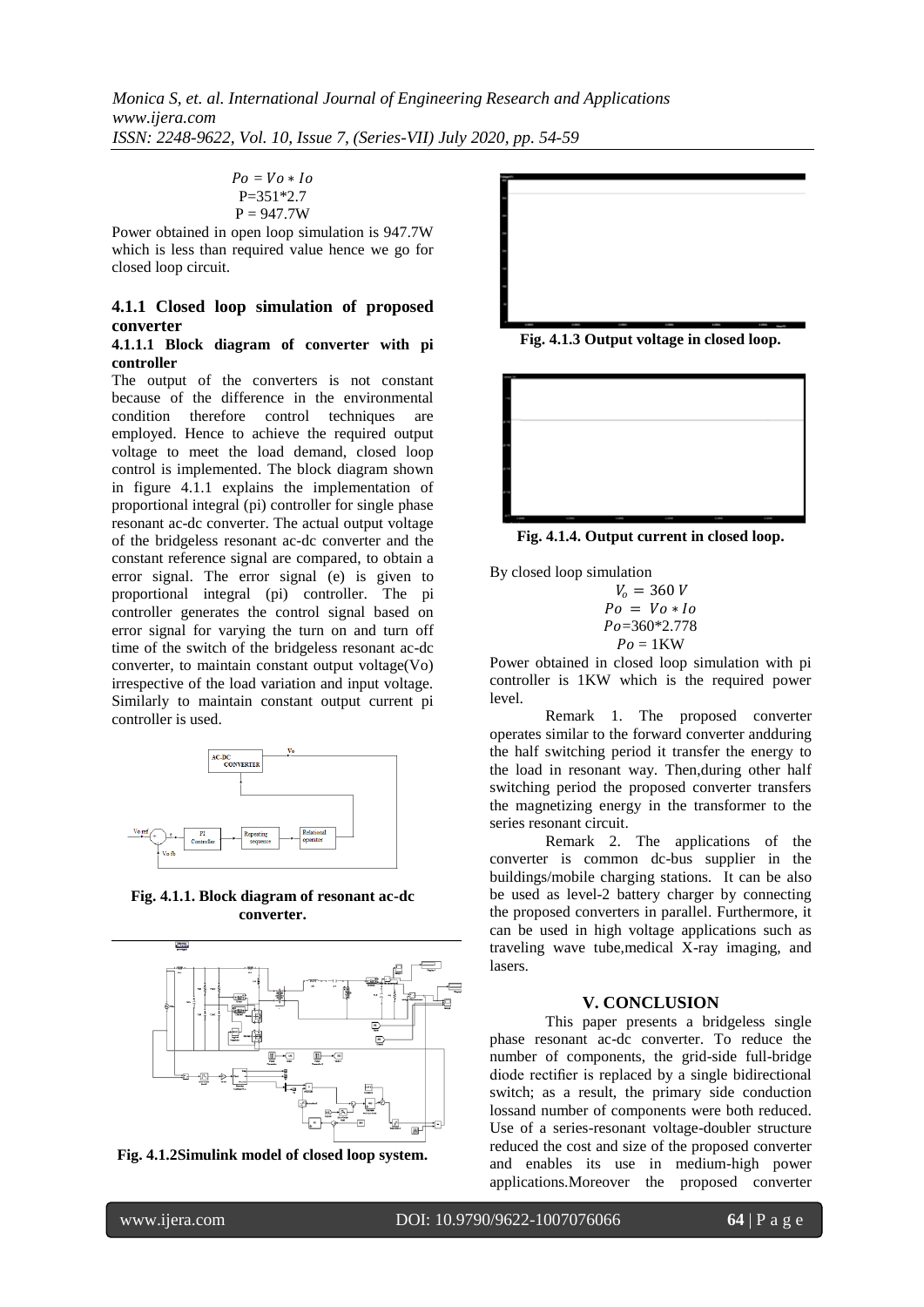$$Po = Vo * Io$$
$$P = 351 * 2.7$$
$$P = 947.7W$$

Power obtained in open loop simulation is 947.7W which is less than required value hence we go for closed loop circuit.

### 4.1.1 Closed loop simulation of proposed converter

#### 4.1.1.1 Block diagram of converter with pi controller

The output of the converters is not constant because of the difference in the environmental condition therefore control techniques are employed. Hence to achieve the required output voltage to meet the load demand, closed loop control is implemented. The block diagram shown in figure 4.1.1 explains the implementation of proportional integral (pi) controller for single phase resonant ac-dc converter. The actual output voltage of the bridgeless resonant ac-dc converter and the constant reference signal are compared, to obtain a error signal. The error signal (e) is given to proportional integral (pi) controller. The pi controller generates the control signal based on error signal for varying the turn on and turn off time of the switch of the bridgeless resonant ac-dc converter, to maintain constant output voltage(Vo) irrespective of the load variation and input voltage. Similarly to maintain constant output current pi controller is used.

**Fig. 4.1.1. Block diagram of resonant ac-dc converter.**

**Fig. 4.1.2Simulink model of closed loop system.**

**Fig. 4.1.3 Output voltage in closed loop.**

**Fig. 4.1.4. Output current in closed loop.**

By closed loop simulation

$$V_o = 360\ V$$
$$Po = Vo * Io$$
$$Po = 360 * 2.778$$
$$Po = 1\text{KW}$$

Power obtained in closed loop simulation with pi controller is 1KW which is the required power level.

Remark 1. The proposed converter operates similar to the forward converter andduring the half switching period it transfer the energy to the load in resonant way. Then,during other half switching period the proposed converter transfers the magnetizing energy in the transformer to the series resonant circuit.

Remark 2. The applications of the converter is common dc-bus supplier in the buildings/mobile charging stations. It can be also be used as level-2 battery charger by connecting the proposed converters in parallel. Furthermore, it can be used in high voltage applications such as traveling wave tube,medical X-ray imaging, and lasers.

## V. CONCLUSION

This paper presents a bridgeless single phase resonant ac-dc converter. To reduce the number of components, the grid-side full-bridge diode rectifier is replaced by a single bidirectional switch; as a result, the primary side conduction lossand number of components were both reduced. Use of a series-resonant voltage-doubler structure reduced the cost and size of the proposed converter and enables its use in medium-high power applications.Moreover the proposed converter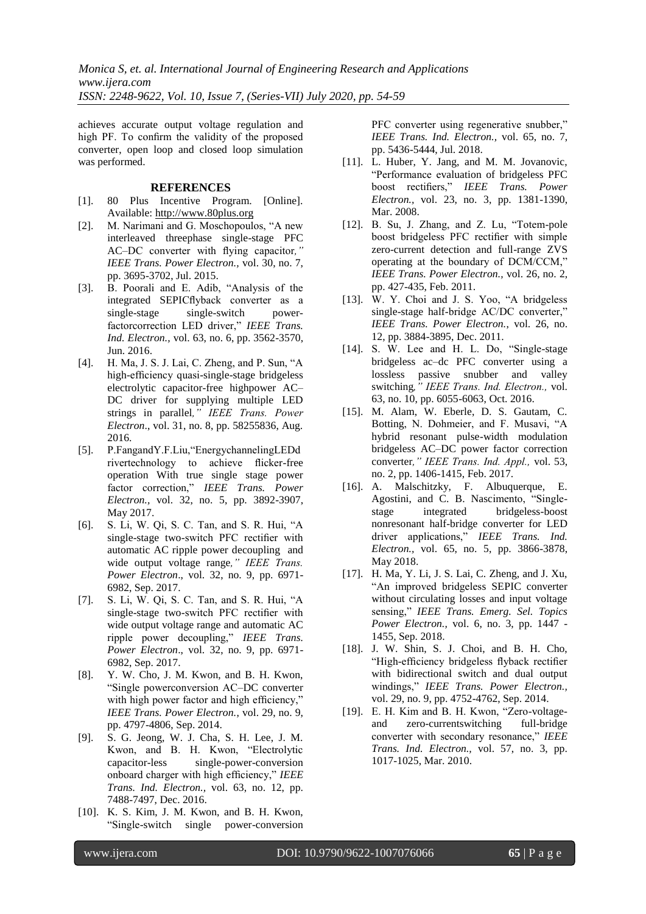achieves accurate output voltage regulation and high PF. To confirm the validity of the proposed converter, open loop and closed loop simulation was performed.

## REFERENCES

[1]. 80 Plus Incentive Program. [Online]. Available: http://www.80plus.org

[2]. M. Narimani and G. Moschopoulos, "A new interleaved threephase single-stage PFC AC–DC converter with flying capacitor*," IEEE Trans. Power Electron.*, vol. 30, no. 7, pp. 3695-3702, Jul. 2015.

[3]. B. Poorali and E. Adib, "Analysis of the integrated SEPICflyback converter as a single-stage single-switch power-factorcorrection LED driver," *IEEE Trans. Ind. Electron.*, vol. 63, no. 6, pp. 3562-3570, Jun. 2016.

[4]. H. Ma, J. S. J. Lai, C. Zheng, and P. Sun, "A high-efficiency quasi-single-stage bridgeless electrolytic capacitor-free highpower AC–DC driver for supplying multiple LED strings in parallel*," IEEE Trans. Power Electron*., vol. 31, no. 8, pp. 58255836, Aug. 2016.

[5]. P.FangandY.F.Liu,"EnergychannelingLEDd rivertechnology to achieve flicker-free operation With true single stage power factor correction," *IEEE Trans. Power Electron.*, vol. 32, no. 5, pp. 3892-3907, May 2017.

[6]. S. Li, W. Qi, S. C. Tan, and S. R. Hui, "A single-stage two-switch PFC rectifier with automatic AC ripple power decoupling and wide output voltage range*," IEEE Trans. Power Electron*., vol. 32, no. 9, pp. 6971-6982, Sep. 2017.

[7]. S. Li, W. Qi, S. C. Tan, and S. R. Hui, "A single-stage two-switch PFC rectifier with wide output voltage range and automatic AC ripple power decoupling," *IEEE Trans. Power Electron*., vol. 32, no. 9, pp. 6971-6982, Sep. 2017.

[8]. Y. W. Cho, J. M. Kwon, and B. H. Kwon, "Single powerconversion AC–DC converter with high power factor and high efficiency," *IEEE Trans. Power Electron.*, vol. 29, no. 9, pp. 4797-4806, Sep. 2014.

[9]. S. G. Jeong, W. J. Cha, S. H. Lee, J. M. Kwon, and B. H. Kwon, "Electrolytic capacitor-less single-power-conversion onboard charger with high efficiency," *IEEE Trans. Ind. Electron.*, vol. 63, no. 12, pp. 7488-7497, Dec. 2016.

[10]. K. S. Kim, J. M. Kwon, and B. H. Kwon, "Single-switch single power-conversion PFC converter using regenerative snubber," *IEEE Trans. Ind. Electron.*, vol. 65, no. 7, pp. 5436-5444, Jul. 2018.

[11]. L. Huber, Y. Jang, and M. M. Jovanovic, "Performance evaluation of bridgeless PFC boost rectifiers," *IEEE Trans. Power Electron.*, vol. 23, no. 3, pp. 1381-1390, Mar. 2008.

[12]. B. Su, J. Zhang, and Z. Lu, "Totem-pole boost bridgeless PFC rectifier with simple zero-current detection and full-range ZVS operating at the boundary of DCM/CCM," *IEEE Trans. Power Electron.*, vol. 26, no. 2, pp. 427-435, Feb. 2011.

[13]. W. Y. Choi and J. S. Yoo, "A bridgeless single-stage half-bridge AC/DC converter," *IEEE Trans. Power Electron.*, vol. 26, no. 12, pp. 3884-3895, Dec. 2011.

[14]. S. W. Lee and H. L. Do, "Single-stage bridgeless ac–dc PFC converter using a lossless passive snubber and valley switching*," IEEE Trans. Ind. Electron.,* vol. 63, no. 10, pp. 6055-6063, Oct. 2016.

[15]. M. Alam, W. Eberle, D. S. Gautam, C. Botting, N. Dohmeier, and F. Musavi, "A hybrid resonant pulse-width modulation bridgeless AC–DC power factor correction converter*," IEEE Trans. Ind. Appl.,* vol. 53, no. 2, pp. 1406-1415, Feb. 2017.

[16]. A. Malschitzky, F. Albuquerque, E. Agostini, and C. B. Nascimento, "Single-stage integrated bridgeless-boost nonresonant half-bridge converter for LED driver applications," *IEEE Trans. Ind. Electron.*, vol. 65, no. 5, pp. 3866-3878, May 2018.

[17]. H. Ma, Y. Li, J. S. Lai, C. Zheng, and J. Xu, "An improved bridgeless SEPIC converter without circulating losses and input voltage sensing," *IEEE Trans. Emerg. Sel. Topics Power Electron.*, vol. 6, no. 3, pp. 1447 - 1455, Sep. 2018.

[18]. J. W. Shin, S. J. Choi, and B. H. Cho, "High-efficiency bridgeless flyback rectifier with bidirectional switch and dual output windings," *IEEE Trans. Power Electron.*, vol. 29, no. 9, pp. 4752-4762, Sep. 2014.

[19]. E. H. Kim and B. H. Kwon, "Zero-voltage-and zero-currentswitching full-bridge converter with secondary resonance," *IEEE Trans. Ind. Electron.*, vol. 57, no. 3, pp. 1017-1025, Mar. 2010.